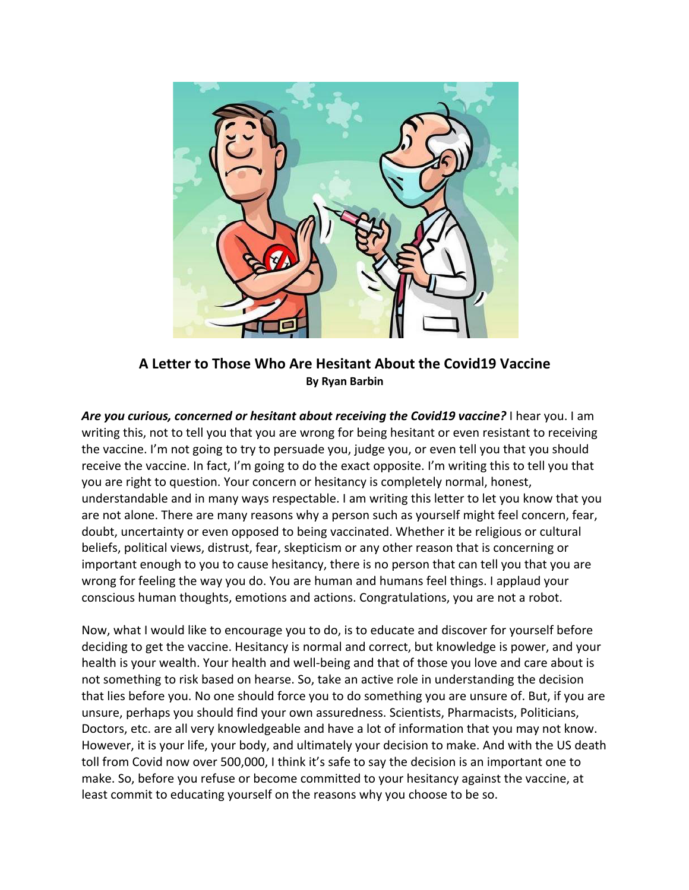# A Letter to Those Who Are Hesitant About the Covid19 Vaccine

**By Ryan Barbin**

***Are you curious, concerned or hesitant about receiving the Covid19 vaccine?*** I hear you. I am writing this, not to tell you that you are wrong for being hesitant or even resistant to receiving the vaccine. I'm not going to try to persuade you, judge you, or even tell you that you should receive the vaccine. In fact, I'm going to do the exact opposite. I'm writing this to tell you that you are right to question. Your concern or hesitancy is completely normal, honest, understandable and in many ways respectable. I am writing this letter to let you know that you are not alone. There are many reasons why a person such as yourself might feel concern, fear, doubt, uncertainty or even opposed to being vaccinated. Whether it be religious or cultural beliefs, political views, distrust, fear, skepticism or any other reason that is concerning or important enough to you to cause hesitancy, there is no person that can tell you that you are wrong for feeling the way you do. You are human and humans feel things. I applaud your conscious human thoughts, emotions and actions. Congratulations, you are not a robot.

Now, what I would like to encourage you to do, is to educate and discover for yourself before deciding to get the vaccine. Hesitancy is normal and correct, but knowledge is power, and your health is your wealth. Your health and well-being and that of those you love and care about is not something to risk based on hearse. So, take an active role in understanding the decision that lies before you. No one should force you to do something you are unsure of. But, if you are unsure, perhaps you should find your own assuredness. Scientists, Pharmacists, Politicians, Doctors, etc. are all very knowledgeable and have a lot of information that you may not know. However, it is your life, your body, and ultimately your decision to make. And with the US death toll from Covid now over 500,000, I think it's safe to say the decision is an important one to make. So, before you refuse or become committed to your hesitancy against the vaccine, at least commit to educating yourself on the reasons why you choose to be so.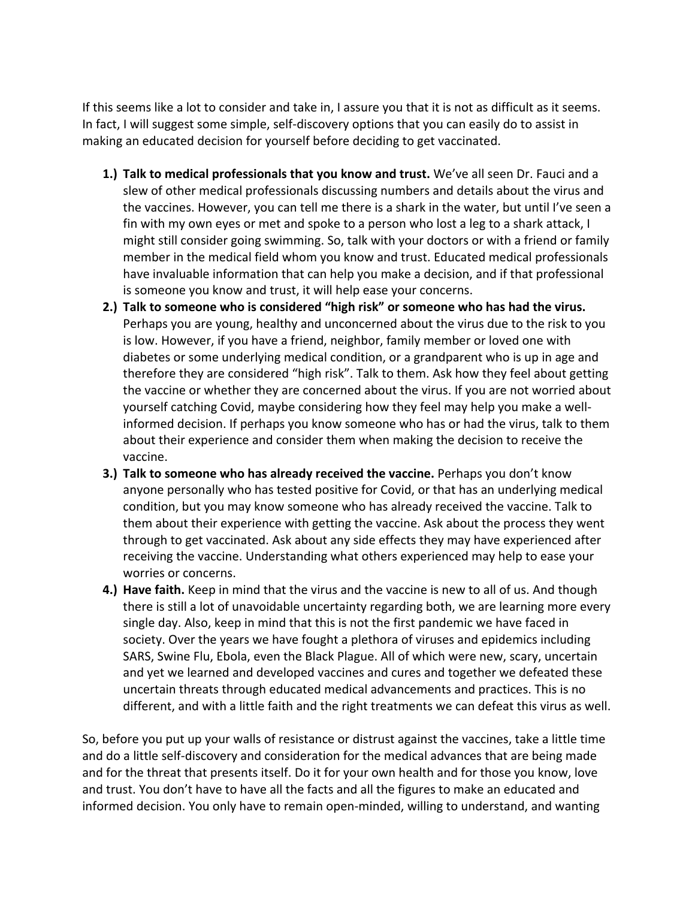If this seems like a lot to consider and take in, I assure you that it is not as difficult as it seems. In fact, I will suggest some simple, self-discovery options that you can easily do to assist in making an educated decision for yourself before deciding to get vaccinated.

1.) **Talk to medical professionals that you know and trust.** We've all seen Dr. Fauci and a slew of other medical professionals discussing numbers and details about the virus and the vaccines. However, you can tell me there is a shark in the water, but until I've seen a fin with my own eyes or met and spoke to a person who lost a leg to a shark attack, I might still consider going swimming. So, talk with your doctors or with a friend or family member in the medical field whom you know and trust. Educated medical professionals have invaluable information that can help you make a decision, and if that professional is someone you know and trust, it will help ease your concerns.

2.) **Talk to someone who is considered "high risk" or someone who has had the virus.** Perhaps you are young, healthy and unconcerned about the virus due to the risk to you is low. However, if you have a friend, neighbor, family member or loved one with diabetes or some underlying medical condition, or a grandparent who is up in age and therefore they are considered "high risk". Talk to them. Ask how they feel about getting the vaccine or whether they are concerned about the virus. If you are not worried about yourself catching Covid, maybe considering how they feel may help you make a well-informed decision. If perhaps you know someone who has or had the virus, talk to them about their experience and consider them when making the decision to receive the vaccine.

3.) **Talk to someone who has already received the vaccine.** Perhaps you don't know anyone personally who has tested positive for Covid, or that has an underlying medical condition, but you may know someone who has already received the vaccine. Talk to them about their experience with getting the vaccine. Ask about the process they went through to get vaccinated. Ask about any side effects they may have experienced after receiving the vaccine. Understanding what others experienced may help to ease your worries or concerns.

4.) **Have faith.** Keep in mind that the virus and the vaccine is new to all of us. And though there is still a lot of unavoidable uncertainty regarding both, we are learning more every single day. Also, keep in mind that this is not the first pandemic we have faced in society. Over the years we have fought a plethora of viruses and epidemics including SARS, Swine Flu, Ebola, even the Black Plague. All of which were new, scary, uncertain and yet we learned and developed vaccines and cures and together we defeated these uncertain threats through educated medical advancements and practices. This is no different, and with a little faith and the right treatments we can defeat this virus as well.

So, before you put up your walls of resistance or distrust against the vaccines, take a little time and do a little self-discovery and consideration for the medical advances that are being made and for the threat that presents itself. Do it for your own health and for those you know, love and trust. You don't have to have all the facts and all the figures to make an educated and informed decision. You only have to remain open-minded, willing to understand, and wanting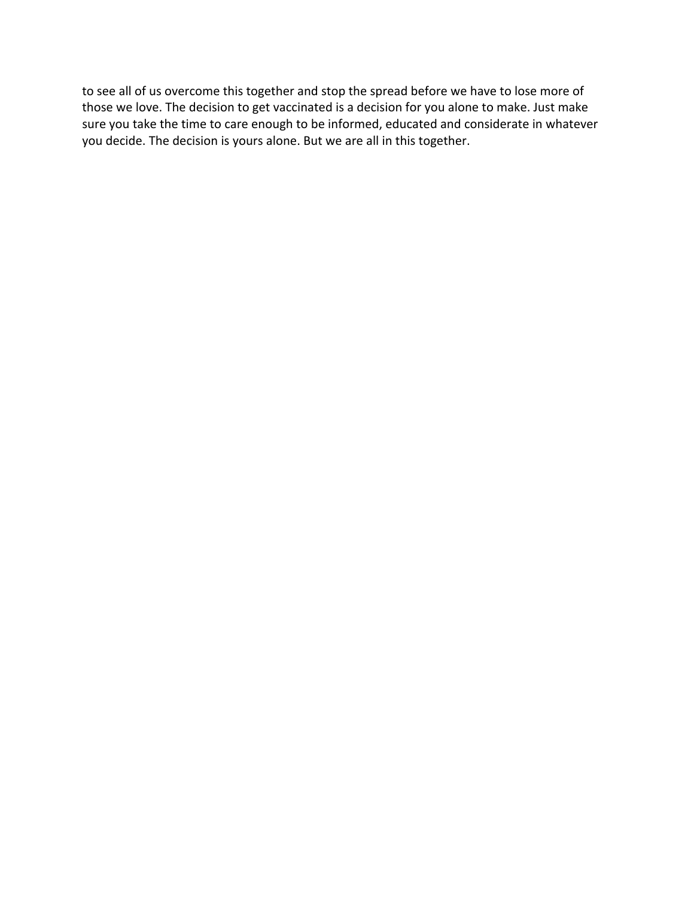to see all of us overcome this together and stop the spread before we have to lose more of those we love. The decision to get vaccinated is a decision for you alone to make. Just make sure you take the time to care enough to be informed, educated and considerate in whatever you decide. The decision is yours alone. But we are all in this together.